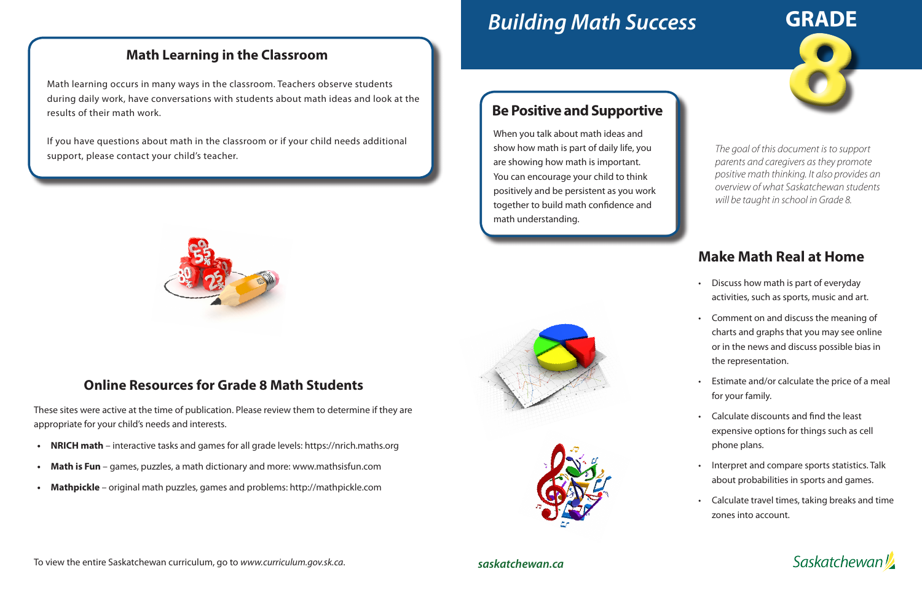# Building Math Success

# GRADE 8

*The goal of this document is to support parents and caregivers as they promote positive math thinking. It also provides an overview of what Saskatchewan students will be taught in school in Grade 8.*

## Be Positive and Supportive

When you talk about math ideas and show how math is part of daily life, you are showing how math is important. You can encourage your child to think positively and be persistent as you work together to build math confidence and math understanding.

## Make Math Real at Home

- Discuss how math is part of everyday activities, such as sports, music and art.
- Comment on and discuss the meaning of charts and graphs that you may see online or in the news and discuss possible bias in the representation.
- Estimate and/or calculate the price of a meal for your family.
- Calculate discounts and find the least expensive options for things such as cell phone plans.
- Interpret and compare sports statistics. Talk about probabilities in sports and games.
- Calculate travel times, taking breaks and time zones into account.

## Math Learning in the Classroom

Math learning occurs in many ways in the classroom. Teachers observe students during daily work, have conversations with students about math ideas and look at the results of their math work.

If you have questions about math in the classroom or if your child needs additional support, please contact your child's teacher.

## Online Resources for Grade 8 Math Students

These sites were active at the time of publication. Please review them to determine if they are appropriate for your child's needs and interests.

- **NRICH math** – interactive tasks and games for all grade levels: https://nrich.maths.org
- **Math is Fun** – games, puzzles, a math dictionary and more: www.mathsisfun.com
- **Mathpickle** – original math puzzles, games and problems: http://mathpickle.com

To view the entire Saskatchewan curriculum, go to *www.curriculum.gov.sk.ca*.

***saskatchewan.ca***

Saskatchewan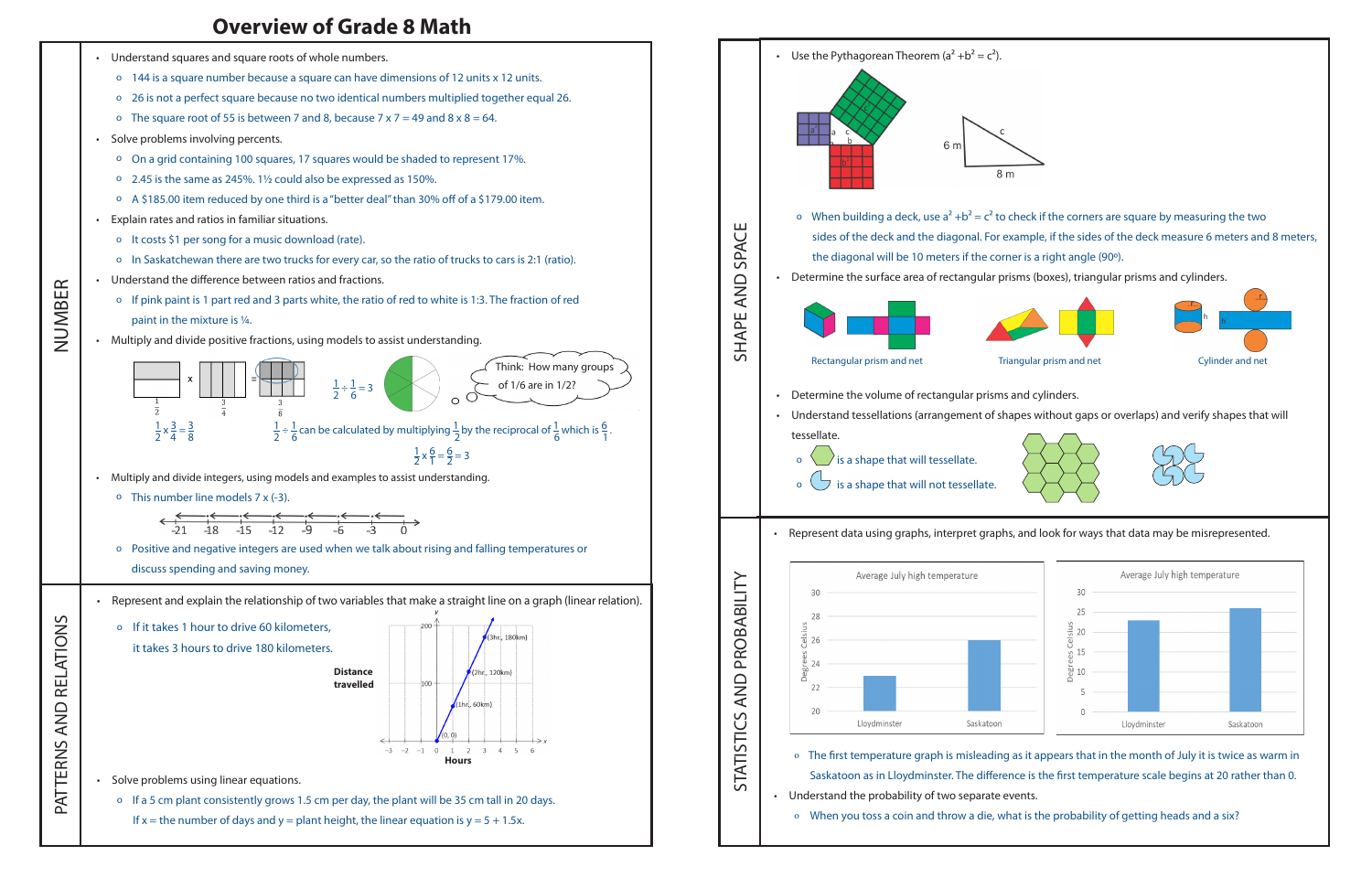# Overview of Grade 8 Math

## NUMBER

- Understand squares and square roots of whole numbers.
  - 144 is a square number because a square can have dimensions of 12 units x 12 units.
  - 26 is not a perfect square because no two identical numbers multiplied together equal 26.
  - The square root of 55 is between 7 and 8, because 7 x 7 = 49 and 8 x 8 = 64.
- Solve problems involving percents.
  - On a grid containing 100 squares, 17 squares would be shaded to represent 17%.
  - 2.45 is the same as 245%. 1½ could also be expressed as 150%.
  - A $185.00 item reduced by one third is a "better deal" than 30% off of a $179.00 item.
- Explain rates and ratios in familiar situations.
  - It costs $1 per song for a music download (rate).
  - In Saskatchewan there are two trucks for every car, so the ratio of trucks to cars is 2:1 (ratio).
- Understand the difference between ratios and fractions.
  - If pink paint is 1 part red and 3 parts white, the ratio of red to white is 1:3. The fraction of red paint in the mixture is ¼.
- Multiply and divide positive fractions, using models to assist understanding.

$\frac{1}{2}$ x $\frac{3}{4}$ = $\frac{3}{8}$

$\frac{1}{2} \times \frac{3}{4} = \frac{3}{8}$

$\frac{1}{2} \div \frac{1}{6} = 3$

Think: How many groups of 1/6 are in 1/2?

$\frac{1}{2} \div \frac{1}{6}$ can be calculated by multiplying $\frac{1}{2}$ by the reciprocal of $\frac{1}{6}$ which is $\frac{6}{1}$.

$\frac{1}{2} \times \frac{6}{1} = \frac{6}{2} = 3$

- Multiply and divide integers, using models and examples to assist understanding.
  - This number line models 7 x (-3).

-21 -18 -15 -12 -9 -6 -3 0

  - Positive and negative integers are used when we talk about rising and falling temperatures or discuss spending and saving money.

## PATTERNS AND RELATIONS

- Represent and explain the relationship of two variables that make a straight line on a graph (linear relation).
  - If it takes 1 hour to drive 60 kilometers, it takes 3 hours to drive 180 kilometers.

Distance travelled

200

100

(3hr., 180km)

(2hr., 120km)

(1hr., 60km)

(0, 0)

−3 −2 −1 0 1 2 3 4 5 6

Hours

- Solve problems using linear equations.
  - If a 5 cm plant consistently grows 1.5 cm per day, the plant will be 35 cm tall in 20 days. If x = the number of days and y = plant height, the linear equation is y = 5 + 1.5x.

## SHAPE AND SPACE

- Use the Pythagorean Theorem ($a^2 + b^2 = c^2$).

6 m

8 m

c

  - When building a deck, use $a^2 + b^2 = c^2$ to check if the corners are square by measuring the two sides of the deck and the diagonal. For example, if the sides of the deck measure 6 meters and 8 meters, the diagonal will be 10 meters if the corner is a right angle (90º).
- Determine the surface area of rectangular prisms (boxes), triangular prisms and cylinders.

Rectangular prism and net

Triangular prism and net

Cylinder and net

- Determine the volume of rectangular prisms and cylinders.
- Understand tessellations (arrangement of shapes without gaps or overlaps) and verify shapes that will tessellate.
  - is a shape that will tessellate.
  - is a shape that will not tessellate.

## STATISTICS AND PROBABILITY

- Represent data using graphs, interpret graphs, and look for ways that data may be misrepresented.

Average July high temperature

Degrees Celsius

30 28 26 24 22 20

Lloydminster Saskatoon

Average July high temperature

Degrees Celsius

30 25 20 15 10 5 0

Lloydminster Saskatoon

  - The first temperature graph is misleading as it appears that in the month of July it is twice as warm in Saskatoon as in Lloydminster. The difference is the first temperature scale begins at 20 rather than 0.
- Understand the probability of two separate events.
  - When you toss a coin and throw a die, what is the probability of getting heads and a six?